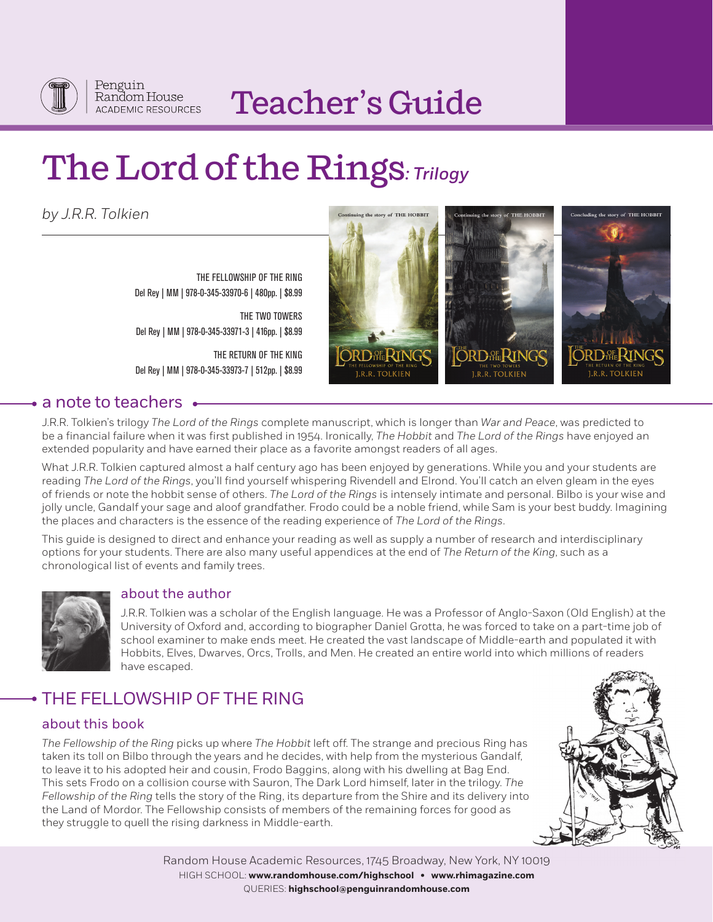Penguin Random House ACADEMIC RESOURCES

# Teacher's Guide

# The Lord of the Rings: *Trilogy*

*by J.R.R. Tolkien*

THE FELLOWSHIP OF THE RING
Del Rey | MM | 978-0-345-33970-6 | 480pp. | $8.99

THE TWO TOWERS
Del Rey | MM | 978-0-345-33971-3 | 416pp. | $8.99

THE RETURN OF THE KING
Del Rey | MM | 978-0-345-33973-7 | 512pp. | $8.99

## a note to teachers

J.R.R. Tolkien's trilogy *The Lord of the Rings* complete manuscript, which is longer than *War and Peace*, was predicted to be a financial failure when it was first published in 1954. Ironically, *The Hobbit* and *The Lord of the Rings* have enjoyed an extended popularity and have earned their place as a favorite amongst readers of all ages.

What J.R.R. Tolkien captured almost a half century ago has been enjoyed by generations. While you and your students are reading *The Lord of the Rings*, you'll find yourself whispering Rivendell and Elrond. You'll catch an elven gleam in the eyes of friends or note the hobbit sense of others. *The Lord of the Rings* is intensely intimate and personal. Bilbo is your wise and jolly uncle, Gandalf your sage and aloof grandfather. Frodo could be a noble friend, while Sam is your best buddy. Imagining the places and characters is the essence of the reading experience of *The Lord of the Rings*.

This guide is designed to direct and enhance your reading as well as supply a number of research and interdisciplinary options for your students. There are also many useful appendices at the end of *The Return of the King*, such as a chronological list of events and family trees.

### about the author

J.R.R. Tolkien was a scholar of the English language. He was a Professor of Anglo-Saxon (Old English) at the University of Oxford and, according to biographer Daniel Grotta, he was forced to take on a part-time job of school examiner to make ends meet. He created the vast landscape of Middle-earth and populated it with Hobbits, Elves, Dwarves, Orcs, Trolls, and Men. He created an entire world into which millions of readers have escaped.

## THE FELLOWSHIP OF THE RING

### about this book

*The Fellowship of the Ring* picks up where *The Hobbit* left off. The strange and precious Ring has taken its toll on Bilbo through the years and he decides, with help from the mysterious Gandalf, to leave it to his adopted heir and cousin, Frodo Baggins, along with his dwelling at Bag End. This sets Frodo on a collision course with Sauron, The Dark Lord himself, later in the trilogy. *The Fellowship of the Ring* tells the story of the Ring, its departure from the Shire and its delivery into the Land of Mordor. The Fellowship consists of members of the remaining forces for good as they struggle to quell the rising darkness in Middle-earth.

Random House Academic Resources, 1745 Broadway, New York, NY 10019
HIGH SCHOOL: **www.randomhouse.com/highschool** • **www.rhimagazine.com**
QUERIES: **highschool@penguinrandomhouse.com**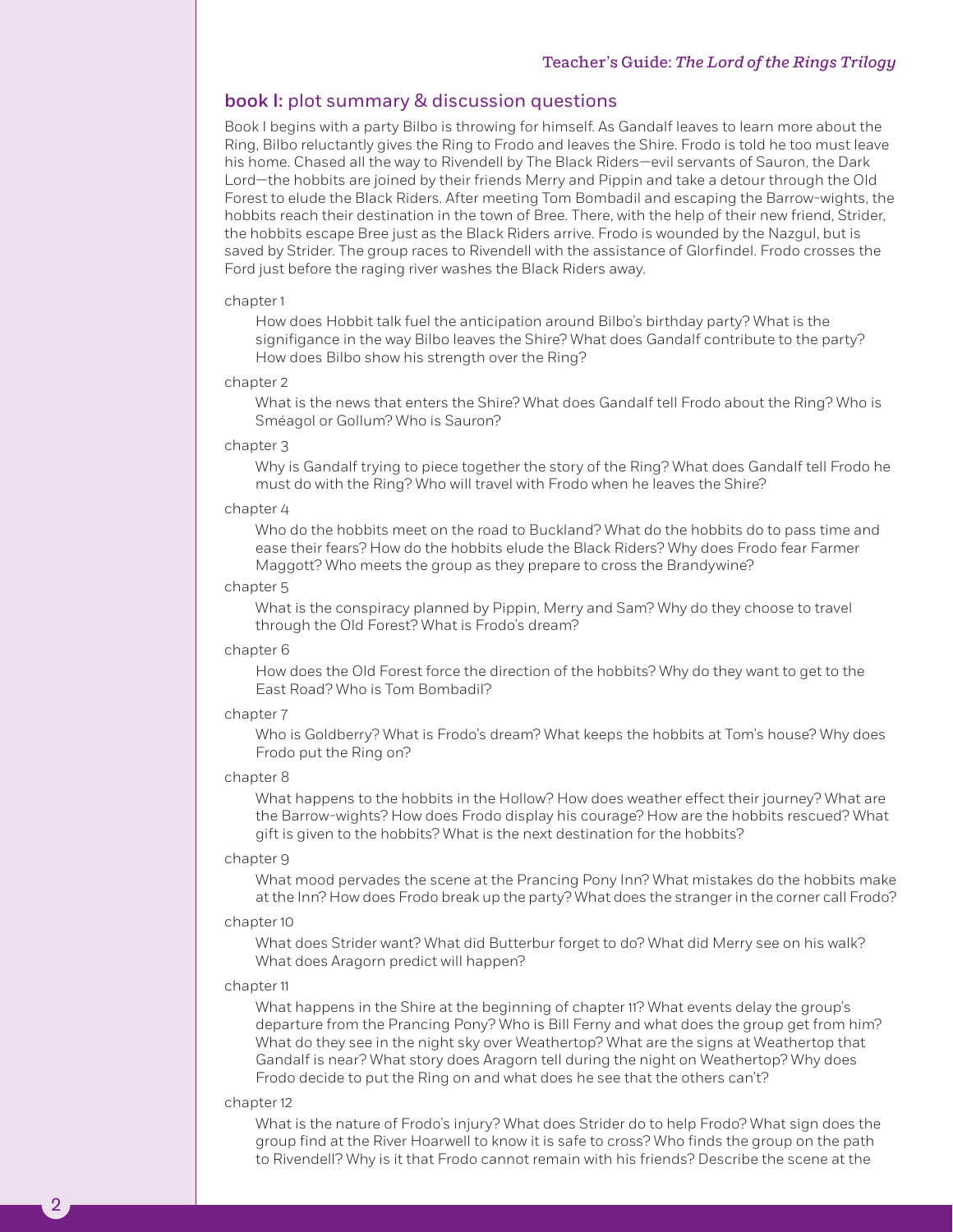## book I: plot summary & discussion questions

Book I begins with a party Bilbo is throwing for himself. As Gandalf leaves to learn more about the Ring, Bilbo reluctantly gives the Ring to Frodo and leaves the Shire. Frodo is told he too must leave his home. Chased all the way to Rivendell by The Black Riders—evil servants of Sauron, the Dark Lord—the hobbits are joined by their friends Merry and Pippin and take a detour through the Old Forest to elude the Black Riders. After meeting Tom Bombadil and escaping the Barrow-wights, the hobbits reach their destination in the town of Bree. There, with the help of their new friend, Strider, the hobbits escape Bree just as the Black Riders arrive. Frodo is wounded by the Nazgul, but is saved by Strider. The group races to Rivendell with the assistance of Glorfindel. Frodo crosses the Ford just before the raging river washes the Black Riders away.

chapter 1

How does Hobbit talk fuel the anticipation around Bilbo's birthday party? What is the signifigance in the way Bilbo leaves the Shire? What does Gandalf contribute to the party? How does Bilbo show his strength over the Ring?

chapter 2

What is the news that enters the Shire? What does Gandalf tell Frodo about the Ring? Who is Sméagol or Gollum? Who is Sauron?

chapter 3

Why is Gandalf trying to piece together the story of the Ring? What does Gandalf tell Frodo he must do with the Ring? Who will travel with Frodo when he leaves the Shire?

chapter 4

Who do the hobbits meet on the road to Buckland? What do the hobbits do to pass time and ease their fears? How do the hobbits elude the Black Riders? Why does Frodo fear Farmer Maggott? Who meets the group as they prepare to cross the Brandywine?

chapter 5

What is the conspiracy planned by Pippin, Merry and Sam? Why do they choose to travel through the Old Forest? What is Frodo's dream?

chapter 6

How does the Old Forest force the direction of the hobbits? Why do they want to get to the East Road? Who is Tom Bombadil?

chapter 7

Who is Goldberry? What is Frodo's dream? What keeps the hobbits at Tom's house? Why does Frodo put the Ring on?

chapter 8

What happens to the hobbits in the Hollow? How does weather effect their journey? What are the Barrow-wights? How does Frodo display his courage? How are the hobbits rescued? What gift is given to the hobbits? What is the next destination for the hobbits?

chapter 9

What mood pervades the scene at the Prancing Pony Inn? What mistakes do the hobbits make at the Inn? How does Frodo break up the party? What does the stranger in the corner call Frodo?

chapter 10

What does Strider want? What did Butterbur forget to do? What did Merry see on his walk? What does Aragorn predict will happen?

chapter 11

What happens in the Shire at the beginning of chapter 11? What events delay the group's departure from the Prancing Pony? Who is Bill Ferny and what does the group get from him? What do they see in the night sky over Weathertop? What are the signs at Weathertop that Gandalf is near? What story does Aragorn tell during the night on Weathertop? Why does Frodo decide to put the Ring on and what does he see that the others can't?

chapter 12

What is the nature of Frodo's injury? What does Strider do to help Frodo? What sign does the group find at the River Hoarwell to know it is safe to cross? Who finds the group on the path to Rivendell? Why is it that Frodo cannot remain with his friends? Describe the scene at the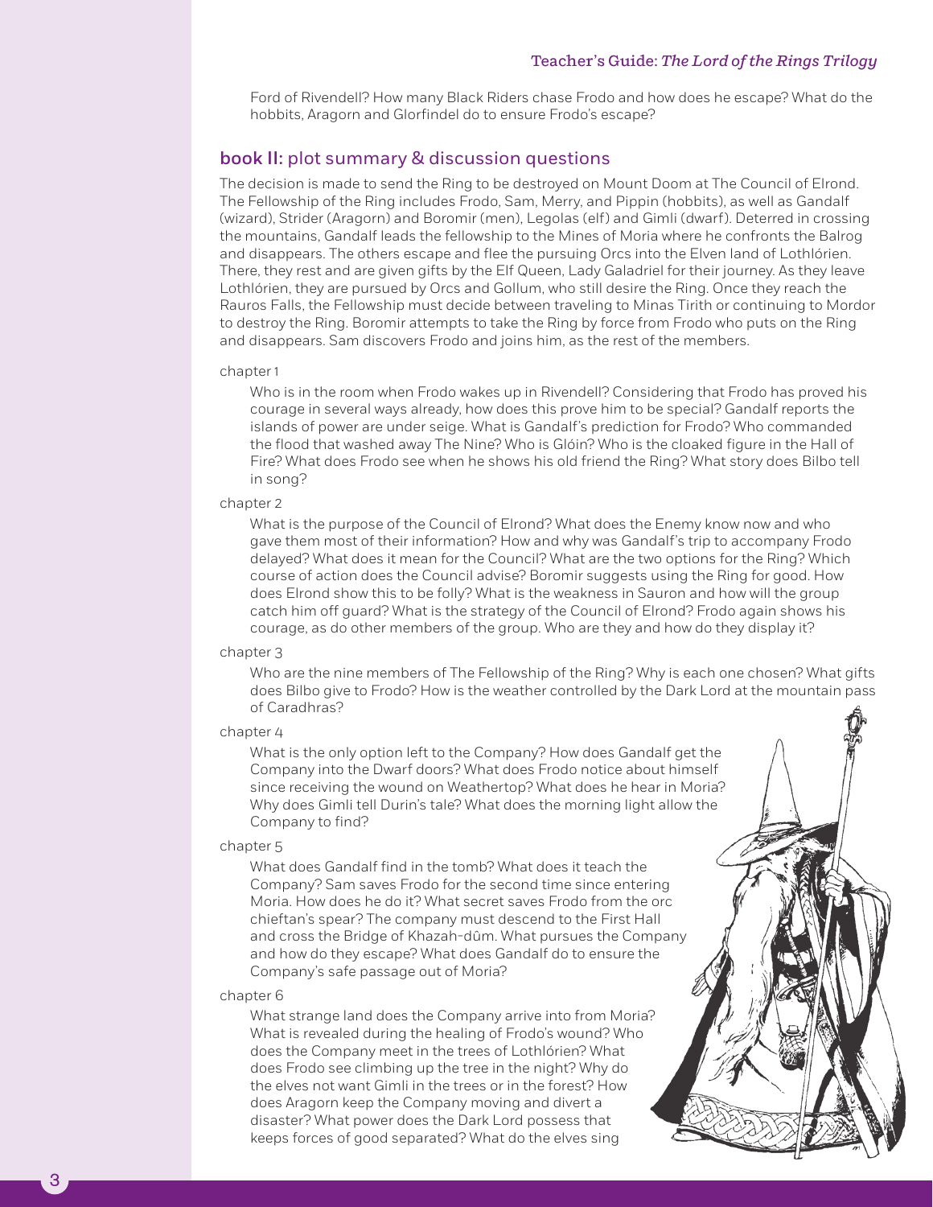Ford of Rivendell? How many Black Riders chase Frodo and how does he escape? What do the hobbits, Aragorn and Glorfindel do to ensure Frodo's escape?

## book II: plot summary & discussion questions

The decision is made to send the Ring to be destroyed on Mount Doom at The Council of Elrond. The Fellowship of the Ring includes Frodo, Sam, Merry, and Pippin (hobbits), as well as Gandalf (wizard), Strider (Aragorn) and Boromir (men), Legolas (elf) and Gimli (dwarf). Deterred in crossing the mountains, Gandalf leads the fellowship to the Mines of Moria where he confronts the Balrog and disappears. The others escape and flee the pursuing Orcs into the Elven land of Lothlórien. There, they rest and are given gifts by the Elf Queen, Lady Galadriel for their journey. As they leave Lothlórien, they are pursued by Orcs and Gollum, who still desire the Ring. Once they reach the Rauros Falls, the Fellowship must decide between traveling to Minas Tirith or continuing to Mordor to destroy the Ring. Boromir attempts to take the Ring by force from Frodo who puts on the Ring and disappears. Sam discovers Frodo and joins him, as the rest of the members.

chapter 1

Who is in the room when Frodo wakes up in Rivendell? Considering that Frodo has proved his courage in several ways already, how does this prove him to be special? Gandalf reports the islands of power are under seige. What is Gandalf's prediction for Frodo? Who commanded the flood that washed away The Nine? Who is Glóin? Who is the cloaked figure in the Hall of Fire? What does Frodo see when he shows his old friend the Ring? What story does Bilbo tell in song?

chapter 2

What is the purpose of the Council of Elrond? What does the Enemy know now and who gave them most of their information? How and why was Gandalf's trip to accompany Frodo delayed? What does it mean for the Council? What are the two options for the Ring? Which course of action does the Council advise? Boromir suggests using the Ring for good. How does Elrond show this to be folly? What is the weakness in Sauron and how will the group catch him off guard? What is the strategy of the Council of Elrond? Frodo again shows his courage, as do other members of the group. Who are they and how do they display it?

chapter 3

Who are the nine members of The Fellowship of the Ring? Why is each one chosen? What gifts does Bilbo give to Frodo? How is the weather controlled by the Dark Lord at the mountain pass of Caradhras?

chapter 4

What is the only option left to the Company? How does Gandalf get the Company into the Dwarf doors? What does Frodo notice about himself since receiving the wound on Weathertop? What does he hear in Moria? Why does Gimli tell Durin's tale? What does the morning light allow the Company to find?

chapter 5

What does Gandalf find in the tomb? What does it teach the Company? Sam saves Frodo for the second time since entering Moria. How does he do it? What secret saves Frodo from the orc chieftan's spear? The company must descend to the First Hall and cross the Bridge of Khazah-dûm. What pursues the Company and how do they escape? What does Gandalf do to ensure the Company's safe passage out of Moria?

chapter 6

What strange land does the Company arrive into from Moria? What is revealed during the healing of Frodo's wound? Who does the Company meet in the trees of Lothlórien? What does Frodo see climbing up the tree in the night? Why do the elves not want Gimli in the trees or in the forest? How does Aragorn keep the Company moving and divert a disaster? What power does the Dark Lord possess that keeps forces of good separated? What do the elves sing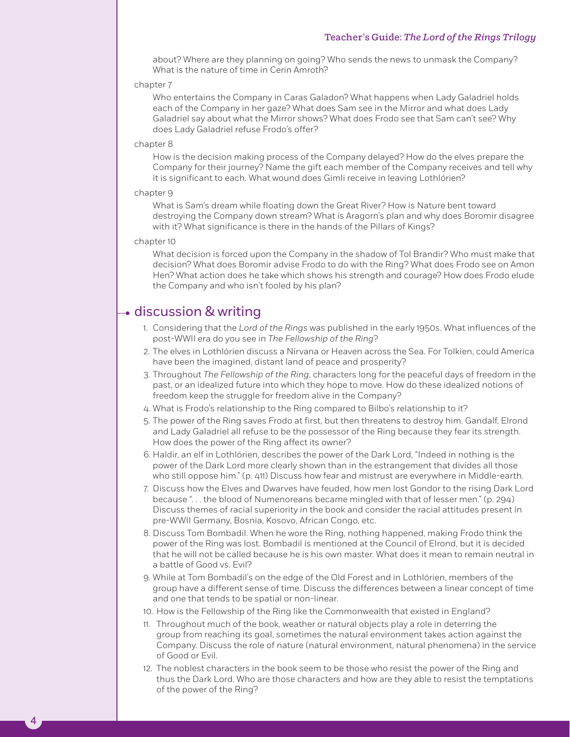about? Where are they planning on going? Who sends the news to unmask the Company? What is the nature of time in Cerin Amroth?

chapter 7

Who entertains the Company in Caras Galadon? What happens when Lady Galadriel holds each of the Company in her gaze? What does Sam see in the Mirror and what does Lady Galadriel say about what the Mirror shows? What does Frodo see that Sam can't see? Why does Lady Galadriel refuse Frodo's offer?

chapter 8

How is the decision making process of the Company delayed? How do the elves prepare the Company for their journey? Name the gift each member of the Company receives and tell why it is significant to each. What wound does Gimli receive in leaving Lothlórien?

chapter 9

What is Sam's dream while floating down the Great River? How is Nature bent toward destroying the Company down stream? What is Aragorn's plan and why does Boromir disagree with it? What significance is there in the hands of the Pillars of Kings?

chapter 10

What decision is forced upon the Company in the shadow of Tol Brandir? Who must make that decision? What does Boromir advise Frodo to do with the Ring? What does Frodo see on Amon Hen? What action does he take which shows his strength and courage? How does Frodo elude the Company and who isn't fooled by his plan?

## discussion & writing

1. Considering that the *Lord of the Rings* was published in the early 1950s. What influences of the post-WWII era do you see in *The Fellowship of the Ring*?
2. The elves in Lothlórien discuss a Nirvana or Heaven across the Sea. For Tolkien, could America have been the imagined, distant land of peace and prosperity?
3. Throughout *The Fellowship of the Ring*, characters long for the peaceful days of freedom in the past, or an idealized future into which they hope to move. How do these idealized notions of freedom keep the struggle for freedom alive in the Company?
4. What is Frodo's relationship to the Ring compared to Bilbo's relationship to it?
5. The power of the Ring saves Frodo at first, but then threatens to destroy him. Gandalf, Elrond and Lady Galadriel all refuse to be the possessor of the Ring because they fear its strength. How does the power of the Ring affect its owner?
6. Haldir, an elf in Lothlórien, describes the power of the Dark Lord, "Indeed in nothing is the power of the Dark Lord more clearly shown than in the estrangement that divides all those who still oppose him." (p. 411) Discuss how fear and mistrust are everywhere in Middle-earth.
7. Discuss how the Elves and Dwarves have feuded, how men lost Gondor to the rising Dark Lord because ". . . the blood of Numenoreans became mingled with that of lesser men." (p. 294) Discuss themes of racial superiority in the book and consider the racial attitudes present in pre-WWII Germany, Bosnia, Kosovo, African Congo, etc.
8. Discuss Tom Bombadil. When he wore the Ring, nothing happened, making Frodo think the power of the Ring was lost. Bombadil is mentioned at the Council of Elrond, but it is decided that he will not be called because he is his own master. What does it mean to remain neutral in a battle of Good vs. Evil?
9. While at Tom Bombadil's on the edge of the Old Forest and in Lothlórien, members of the group have a different sense of time. Discuss the differences between a linear concept of time and one that tends to be spatial or non-linear.
10. How is the Fellowship of the Ring like the Commonwealth that existed in England?
11. Throughout much of the book, weather or natural objects play a role in deterring the group from reaching its goal, sometimes the natural environment takes action against the Company. Discuss the role of nature (natural environment, natural phenomena) in the service of Good or Evil.
12. The noblest characters in the book seem to be those who resist the power of the Ring and thus the Dark Lord. Who are those characters and how are they able to resist the temptations of the power of the Ring?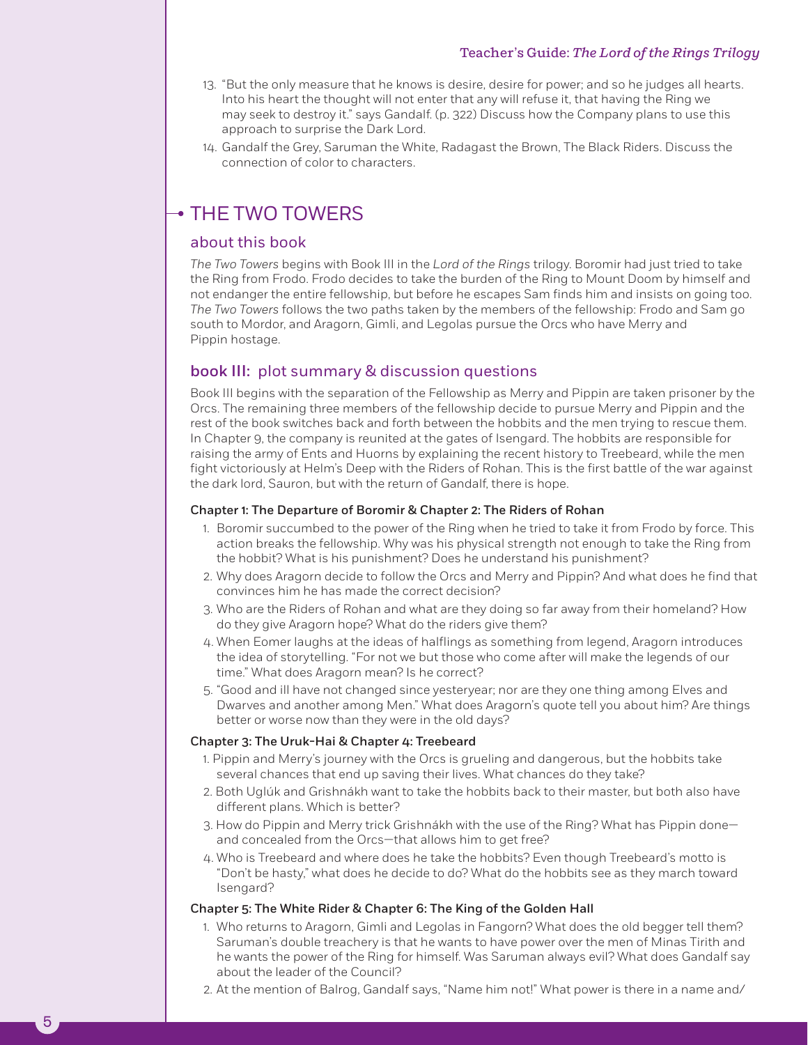13. "But the only measure that he knows is desire, desire for power; and so he judges all hearts. Into his heart the thought will not enter that any will refuse it, that having the Ring we may seek to destroy it." says Gandalf. (p. 322) Discuss how the Company plans to use this approach to surprise the Dark Lord.
14. Gandalf the Grey, Saruman the White, Radagast the Brown, The Black Riders. Discuss the connection of color to characters.

# THE TWO TOWERS

## about this book

*The Two Towers* begins with Book III in the *Lord of the Rings* trilogy. Boromir had just tried to take the Ring from Frodo. Frodo decides to take the burden of the Ring to Mount Doom by himself and not endanger the entire fellowship, but before he escapes Sam finds him and insists on going too. *The Two Towers* follows the two paths taken by the members of the fellowship: Frodo and Sam go south to Mordor, and Aragorn, Gimli, and Legolas pursue the Orcs who have Merry and Pippin hostage.

## book III: plot summary & discussion questions

Book III begins with the separation of the Fellowship as Merry and Pippin are taken prisoner by the Orcs. The remaining three members of the fellowship decide to pursue Merry and Pippin and the rest of the book switches back and forth between the hobbits and the men trying to rescue them. In Chapter 9, the company is reunited at the gates of Isengard. The hobbits are responsible for raising the army of Ents and Huorns by explaining the recent history to Treebeard, while the men fight victoriously at Helm's Deep with the Riders of Rohan. This is the first battle of the war against the dark lord, Sauron, but with the return of Gandalf, there is hope.

**Chapter 1: The Departure of Boromir & Chapter 2: The Riders of Rohan**

1. Boromir succumbed to the power of the Ring when he tried to take it from Frodo by force. This action breaks the fellowship. Why was his physical strength not enough to take the Ring from the hobbit? What is his punishment? Does he understand his punishment?
2. Why does Aragorn decide to follow the Orcs and Merry and Pippin? And what does he find that convinces him he has made the correct decision?
3. Who are the Riders of Rohan and what are they doing so far away from their homeland? How do they give Aragorn hope? What do the riders give them?
4. When Eomer laughs at the ideas of halflings as something from legend, Aragorn introduces the idea of storytelling. "For not we but those who come after will make the legends of our time." What does Aragorn mean? Is he correct?
5. "Good and ill have not changed since yesteryear; nor are they one thing among Elves and Dwarves and another among Men." What does Aragorn's quote tell you about him? Are things better or worse now than they were in the old days?

**Chapter 3: The Uruk-Hai & Chapter 4: Treebeard**

1. Pippin and Merry's journey with the Orcs is grueling and dangerous, but the hobbits take several chances that end up saving their lives. What chances do they take?
2. Both Uglúk and Grishnákh want to take the hobbits back to their master, but both also have different plans. Which is better?
3. How do Pippin and Merry trick Grishnákh with the use of the Ring? What has Pippin done—and concealed from the Orcs—that allows him to get free?
4. Who is Treebeard and where does he take the hobbits? Even though Treebeard's motto is "Don't be hasty," what does he decide to do? What do the hobbits see as they march toward Isengard?

**Chapter 5: The White Rider & Chapter 6: The King of the Golden Hall**

1. Who returns to Aragorn, Gimli and Legolas in Fangorn? What does the old begger tell them? Saruman's double treachery is that he wants to have power over the men of Minas Tirith and he wants the power of the Ring for himself. Was Saruman always evil? What does Gandalf say about the leader of the Council?
2. At the mention of Balrog, Gandalf says, "Name him not!" What power is there in a name and/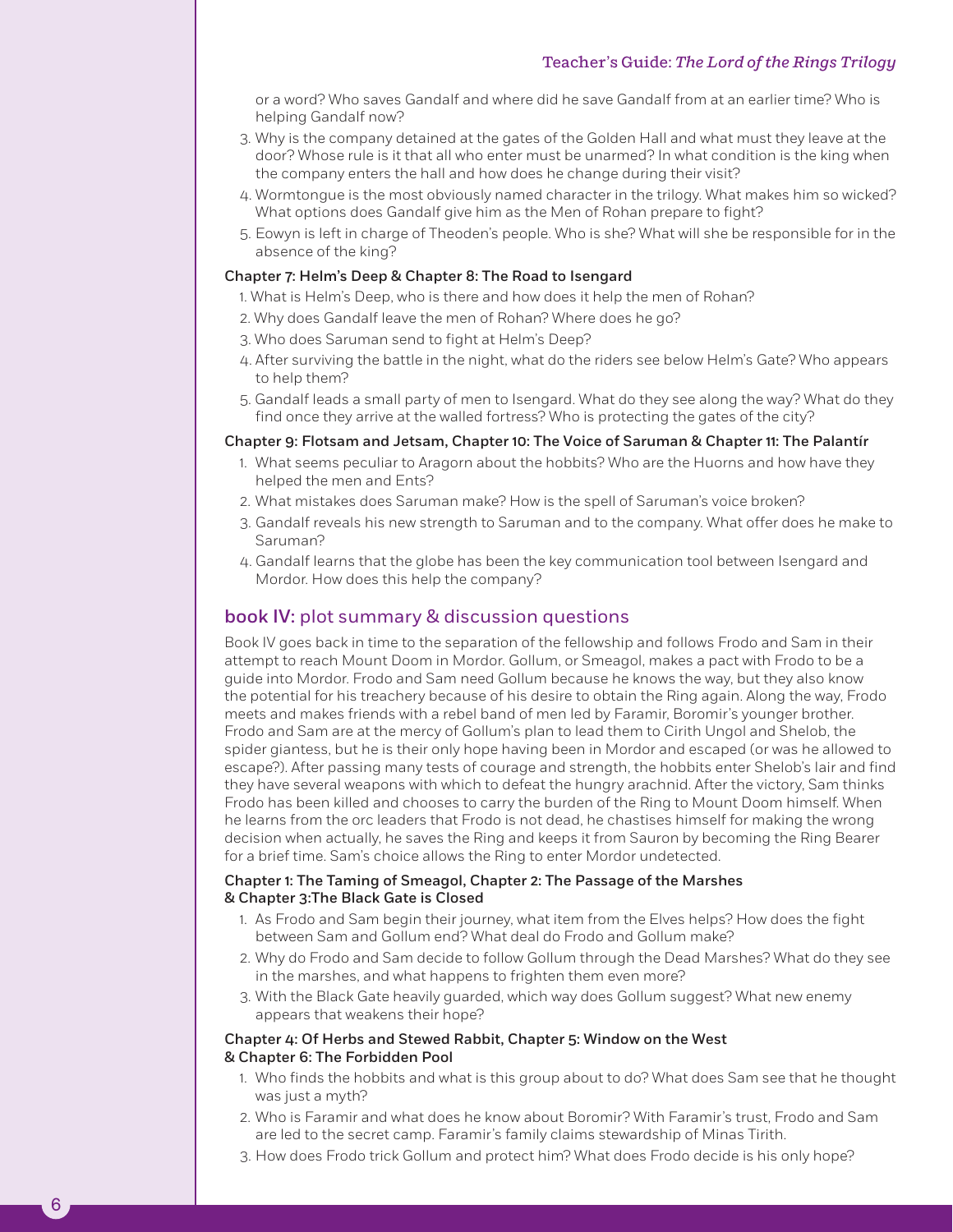or a word? Who saves Gandalf and where did he save Gandalf from at an earlier time? Who is helping Gandalf now?

3. Why is the company detained at the gates of the Golden Hall and what must they leave at the door? Whose rule is it that all who enter must be unarmed? In what condition is the king when the company enters the hall and how does he change during their visit?
4. Wormtongue is the most obviously named character in the trilogy. What makes him so wicked? What options does Gandalf give him as the Men of Rohan prepare to fight?
5. Eowyn is left in charge of Theoden's people. Who is she? What will she be responsible for in the absence of the king?

**Chapter 7: Helm's Deep & Chapter 8: The Road to Isengard**

1. What is Helm's Deep, who is there and how does it help the men of Rohan?
2. Why does Gandalf leave the men of Rohan? Where does he go?
3. Who does Saruman send to fight at Helm's Deep?
4. After surviving the battle in the night, what do the riders see below Helm's Gate? Who appears to help them?
5. Gandalf leads a small party of men to Isengard. What do they see along the way? What do they find once they arrive at the walled fortress? Who is protecting the gates of the city?

**Chapter 9: Flotsam and Jetsam, Chapter 10: The Voice of Saruman & Chapter 11: The Palantír**

1. What seems peculiar to Aragorn about the hobbits? Who are the Huorns and how have they helped the men and Ents?
2. What mistakes does Saruman make? How is the spell of Saruman's voice broken?
3. Gandalf reveals his new strength to Saruman and to the company. What offer does he make to Saruman?
4. Gandalf learns that the globe has been the key communication tool between Isengard and Mordor. How does this help the company?

## book IV: plot summary & discussion questions

Book IV goes back in time to the separation of the fellowship and follows Frodo and Sam in their attempt to reach Mount Doom in Mordor. Gollum, or Smeagol, makes a pact with Frodo to be a guide into Mordor. Frodo and Sam need Gollum because he knows the way, but they also know the potential for his treachery because of his desire to obtain the Ring again. Along the way, Frodo meets and makes friends with a rebel band of men led by Faramir, Boromir's younger brother. Frodo and Sam are at the mercy of Gollum's plan to lead them to Cirith Ungol and Shelob, the spider giantess, but he is their only hope having been in Mordor and escaped (or was he allowed to escape?). After passing many tests of courage and strength, the hobbits enter Shelob's lair and find they have several weapons with which to defeat the hungry arachnid. After the victory, Sam thinks Frodo has been killed and chooses to carry the burden of the Ring to Mount Doom himself. When he learns from the orc leaders that Frodo is not dead, he chastises himself for making the wrong decision when actually, he saves the Ring and keeps it from Sauron by becoming the Ring Bearer for a brief time. Sam's choice allows the Ring to enter Mordor undetected.

**Chapter 1: The Taming of Smeagol, Chapter 2: The Passage of the Marshes & Chapter 3:The Black Gate is Closed**

1. As Frodo and Sam begin their journey, what item from the Elves helps? How does the fight between Sam and Gollum end? What deal do Frodo and Gollum make?
2. Why do Frodo and Sam decide to follow Gollum through the Dead Marshes? What do they see in the marshes, and what happens to frighten them even more?
3. With the Black Gate heavily guarded, which way does Gollum suggest? What new enemy appears that weakens their hope?

**Chapter 4: Of Herbs and Stewed Rabbit, Chapter 5: Window on the West & Chapter 6: The Forbidden Pool**

1. Who finds the hobbits and what is this group about to do? What does Sam see that he thought was just a myth?
2. Who is Faramir and what does he know about Boromir? With Faramir's trust, Frodo and Sam are led to the secret camp. Faramir's family claims stewardship of Minas Tirith.
3. How does Frodo trick Gollum and protect him? What does Frodo decide is his only hope?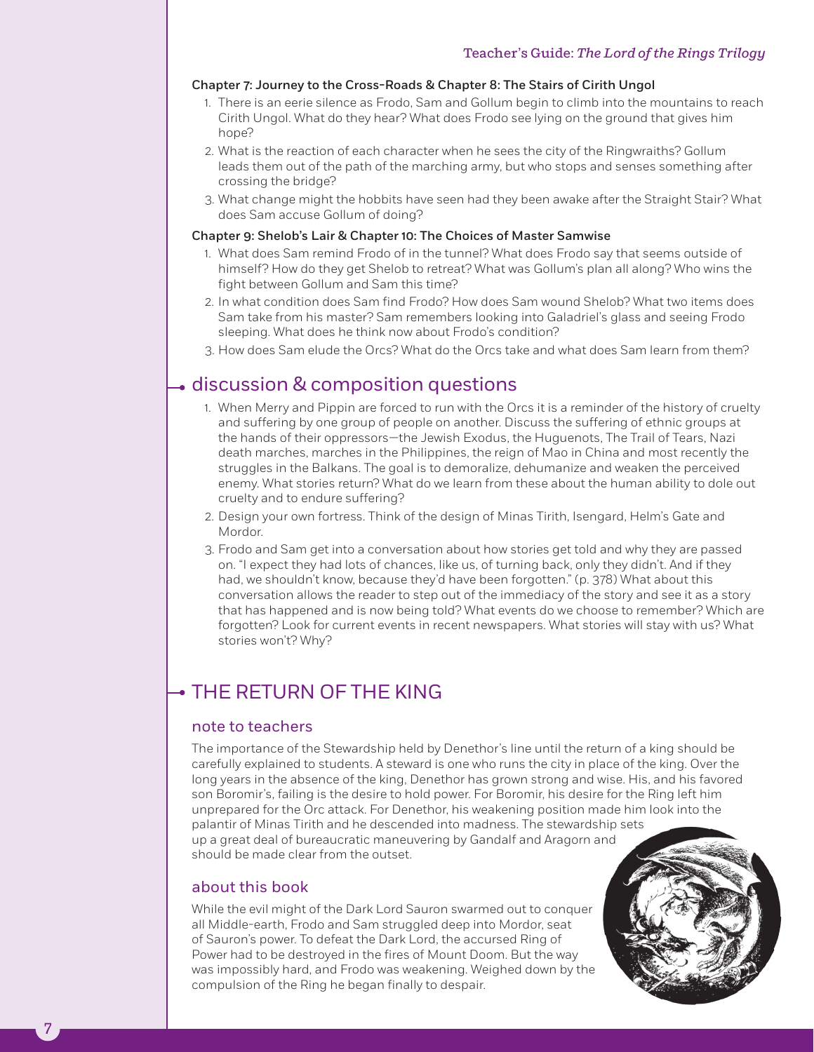**Chapter 7: Journey to the Cross-Roads & Chapter 8: The Stairs of Cirith Ungol**

1. There is an eerie silence as Frodo, Sam and Gollum begin to climb into the mountains to reach Cirith Ungol. What do they hear? What does Frodo see lying on the ground that gives him hope?
2. What is the reaction of each character when he sees the city of the Ringwraiths? Gollum leads them out of the path of the marching army, but who stops and senses something after crossing the bridge?
3. What change might the hobbits have seen had they been awake after the Straight Stair? What does Sam accuse Gollum of doing?

**Chapter 9: Shelob's Lair & Chapter 10: The Choices of Master Samwise**

1. What does Sam remind Frodo of in the tunnel? What does Frodo say that seems outside of himself? How do they get Shelob to retreat? What was Gollum's plan all along? Who wins the fight between Gollum and Sam this time?
2. In what condition does Sam find Frodo? How does Sam wound Shelob? What two items does Sam take from his master? Sam remembers looking into Galadriel's glass and seeing Frodo sleeping. What does he think now about Frodo's condition?
3. How does Sam elude the Orcs? What do the Orcs take and what does Sam learn from them?

## discussion & composition questions

1. When Merry and Pippin are forced to run with the Orcs it is a reminder of the history of cruelty and suffering by one group of people on another. Discuss the suffering of ethnic groups at the hands of their oppressors—the Jewish Exodus, the Huguenots, The Trail of Tears, Nazi death marches, marches in the Philippines, the reign of Mao in China and most recently the struggles in the Balkans. The goal is to demoralize, dehumanize and weaken the perceived enemy. What stories return? What do we learn from these about the human ability to dole out cruelty and to endure suffering?
2. Design your own fortress. Think of the design of Minas Tirith, Isengard, Helm's Gate and Mordor.
3. Frodo and Sam get into a conversation about how stories get told and why they are passed on. "I expect they had lots of chances, like us, of turning back, only they didn't. And if they had, we shouldn't know, because they'd have been forgotten." (p. 378) What about this conversation allows the reader to step out of the immediacy of the story and see it as a story that has happened and is now being told? What events do we choose to remember? Which are forgotten? Look for current events in recent newspapers. What stories will stay with us? What stories won't? Why?

# THE RETURN OF THE KING

## note to teachers

The importance of the Stewardship held by Denethor's line until the return of a king should be carefully explained to students. A steward is one who runs the city in place of the king. Over the long years in the absence of the king, Denethor has grown strong and wise. His, and his favored son Boromir's, failing is the desire to hold power. For Boromir, his desire for the Ring left him unprepared for the Orc attack. For Denethor, his weakening position made him look into the palantir of Minas Tirith and he descended into madness. The stewardship sets up a great deal of bureaucratic maneuvering by Gandalf and Aragorn and should be made clear from the outset.

## about this book

While the evil might of the Dark Lord Sauron swarmed out to conquer all Middle-earth, Frodo and Sam struggled deep into Mordor, seat of Sauron's power. To defeat the Dark Lord, the accursed Ring of Power had to be destroyed in the fires of Mount Doom. But the way was impossibly hard, and Frodo was weakening. Weighed down by the compulsion of the Ring he began finally to despair.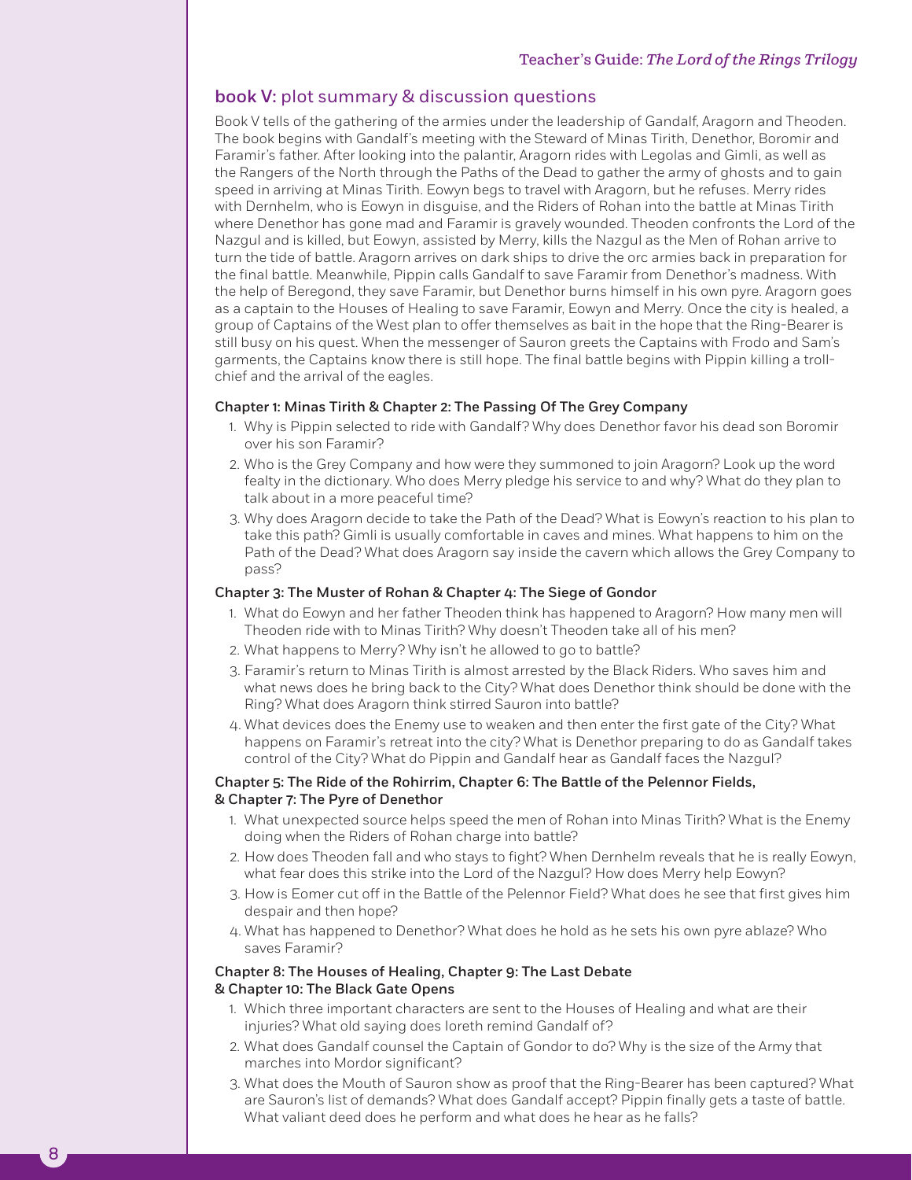## book V: plot summary & discussion questions

Book V tells of the gathering of the armies under the leadership of Gandalf, Aragorn and Theoden. The book begins with Gandalf's meeting with the Steward of Minas Tirith, Denethor, Boromir and Faramir's father. After looking into the palantir, Aragorn rides with Legolas and Gimli, as well as the Rangers of the North through the Paths of the Dead to gather the army of ghosts and to gain speed in arriving at Minas Tirith. Eowyn begs to travel with Aragorn, but he refuses. Merry rides with Dernhelm, who is Eowyn in disguise, and the Riders of Rohan into the battle at Minas Tirith where Denethor has gone mad and Faramir is gravely wounded. Theoden confronts the Lord of the Nazgul and is killed, but Eowyn, assisted by Merry, kills the Nazgul as the Men of Rohan arrive to turn the tide of battle. Aragorn arrives on dark ships to drive the orc armies back in preparation for the final battle. Meanwhile, Pippin calls Gandalf to save Faramir from Denethor's madness. With the help of Beregond, they save Faramir, but Denethor burns himself in his own pyre. Aragorn goes as a captain to the Houses of Healing to save Faramir, Eowyn and Merry. Once the city is healed, a group of Captains of the West plan to offer themselves as bait in the hope that the Ring-Bearer is still busy on his quest. When the messenger of Sauron greets the Captains with Frodo and Sam's garments, the Captains know there is still hope. The final battle begins with Pippin killing a troll-chief and the arrival of the eagles.

**Chapter 1: Minas Tirith & Chapter 2: The Passing Of The Grey Company**

1. Why is Pippin selected to ride with Gandalf? Why does Denethor favor his dead son Boromir over his son Faramir?
2. Who is the Grey Company and how were they summoned to join Aragorn? Look up the word fealty in the dictionary. Who does Merry pledge his service to and why? What do they plan to talk about in a more peaceful time?
3. Why does Aragorn decide to take the Path of the Dead? What is Eowyn's reaction to his plan to take this path? Gimli is usually comfortable in caves and mines. What happens to him on the Path of the Dead? What does Aragorn say inside the cavern which allows the Grey Company to pass?

**Chapter 3: The Muster of Rohan & Chapter 4: The Siege of Gondor**

1. What do Eowyn and her father Theoden think has happened to Aragorn? How many men will Theoden ride with to Minas Tirith? Why doesn't Theoden take all of his men?
2. What happens to Merry? Why isn't he allowed to go to battle?
3. Faramir's return to Minas Tirith is almost arrested by the Black Riders. Who saves him and what news does he bring back to the City? What does Denethor think should be done with the Ring? What does Aragorn think stirred Sauron into battle?
4. What devices does the Enemy use to weaken and then enter the first gate of the City? What happens on Faramir's retreat into the city? What is Denethor preparing to do as Gandalf takes control of the City? What do Pippin and Gandalf hear as Gandalf faces the Nazgul?

**Chapter 5: The Ride of the Rohirrim, Chapter 6: The Battle of the Pelennor Fields, & Chapter 7: The Pyre of Denethor**

1. What unexpected source helps speed the men of Rohan into Minas Tirith? What is the Enemy doing when the Riders of Rohan charge into battle?
2. How does Theoden fall and who stays to fight? When Dernhelm reveals that he is really Eowyn, what fear does this strike into the Lord of the Nazgul? How does Merry help Eowyn?
3. How is Eomer cut off in the Battle of the Pelennor Field? What does he see that first gives him despair and then hope?
4. What has happened to Denethor? What does he hold as he sets his own pyre ablaze? Who saves Faramir?

**Chapter 8: The Houses of Healing, Chapter 9: The Last Debate & Chapter 10: The Black Gate Opens**

1. Which three important characters are sent to the Houses of Healing and what are their injuries? What old saying does Ioreth remind Gandalf of?
2. What does Gandalf counsel the Captain of Gondor to do? Why is the size of the Army that marches into Mordor significant?
3. What does the Mouth of Sauron show as proof that the Ring-Bearer has been captured? What are Sauron's list of demands? What does Gandalf accept? Pippin finally gets a taste of battle. What valiant deed does he perform and what does he hear as he falls?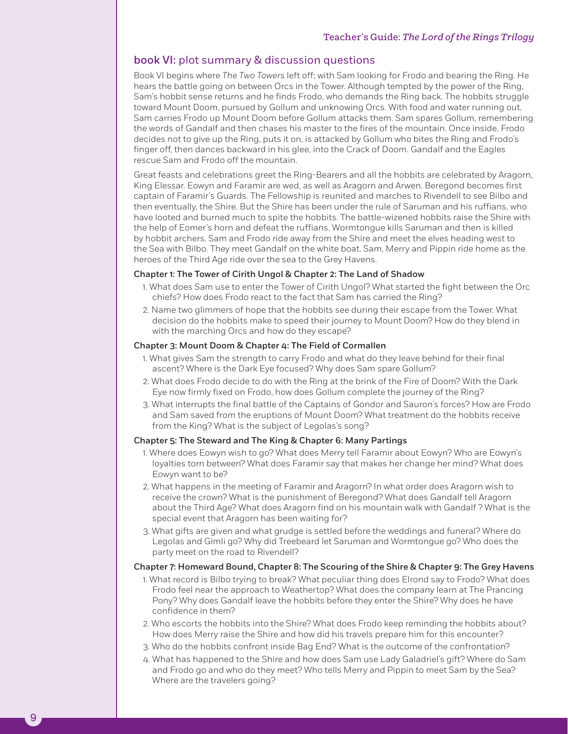## book VI: plot summary & discussion questions

Book VI begins where *The Two Towers* left off; with Sam looking for Frodo and bearing the Ring. He hears the battle going on between Orcs in the Tower. Although tempted by the power of the Ring, Sam's hobbit sense returns and he finds Frodo, who demands the Ring back. The hobbits struggle toward Mount Doom, pursued by Gollum and unknowing Orcs. With food and water running out, Sam carries Frodo up Mount Doom before Gollum attacks them. Sam spares Gollum, remembering the words of Gandalf and then chases his master to the fires of the mountain. Once inside, Frodo decides not to give up the Ring, puts it on, is attacked by Gollum who bites the Ring and Frodo's finger off, then dances backward in his glee, into the Crack of Doom. Gandalf and the Eagles rescue Sam and Frodo off the mountain.

Great feasts and celebrations greet the Ring-Bearers and all the hobbits are celebrated by Aragorn, King Elessar. Eowyn and Faramir are wed, as well as Aragorn and Arwen. Beregond becomes first captain of Faramir's Guards. The Fellowship is reunited and marches to Rivendell to see Bilbo and then eventually, the Shire. But the Shire has been under the rule of Saruman and his ruffians, who have looted and burned much to spite the hobbits. The battle-wizened hobbits raise the Shire with the help of Eomer's horn and defeat the ruffians. Wormtongue kills Saruman and then is killed by hobbit archers. Sam and Frodo ride away from the Shire and meet the elves heading west to the Sea with Bilbo. They meet Gandalf on the white boat. Sam, Merry and Pippin ride home as the heroes of the Third Age ride over the sea to the Grey Havens.

### Chapter 1: The Tower of Cirith Ungol & Chapter 2: The Land of Shadow

1. What does Sam use to enter the Tower of Cirith Ungol? What started the fight between the Orc chiefs? How does Frodo react to the fact that Sam has carried the Ring?
2. Name two glimmers of hope that the hobbits see during their escape from the Tower. What decision do the hobbits make to speed their journey to Mount Doom? How do they blend in with the marching Orcs and how do they escape?

### Chapter 3: Mount Doom & Chapter 4: The Field of Cormallen

1. What gives Sam the strength to carry Frodo and what do they leave behind for their final ascent? Where is the Dark Eye focused? Why does Sam spare Gollum?
2. What does Frodo decide to do with the Ring at the brink of the Fire of Doom? With the Dark Eye now firmly fixed on Frodo, how does Gollum complete the journey of the Ring?
3. What interrupts the final battle of the Captains of Gondor and Sauron's forces? How are Frodo and Sam saved from the eruptions of Mount Doom? What treatment do the hobbits receive from the King? What is the subject of Legolas's song?

### Chapter 5: The Steward and The King & Chapter 6: Many Partings

1. Where does Eowyn wish to go? What does Merry tell Faramir about Eowyn? Who are Eowyn's loyalties torn between? What does Faramir say that makes her change her mind? What does Eowyn want to be?
2. What happens in the meeting of Faramir and Aragorn? In what order does Aragorn wish to receive the crown? What is the punishment of Beregond? What does Gandalf tell Aragorn about the Third Age? What does Aragorn find on his mountain walk with Gandalf ? What is the special event that Aragorn has been waiting for?
3. What gifts are given and what grudge is settled before the weddings and funeral? Where do Legolas and Gimli go? Why did Treebeard let Saruman and Wormtongue go? Who does the party meet on the road to Rivendell?

### Chapter 7: Homeward Bound, Chapter 8: The Scouring of the Shire & Chapter 9: The Grey Havens

1. What record is Bilbo trying to break? What peculiar thing does Elrond say to Frodo? What does Frodo feel near the approach to Weathertop? What does the company learn at The Prancing Pony? Why does Gandalf leave the hobbits before they enter the Shire? Why does he have confidence in them?
2. Who escorts the hobbits into the Shire? What does Frodo keep reminding the hobbits about? How does Merry raise the Shire and how did his travels prepare him for this encounter?
3. Who do the hobbits confront inside Bag End? What is the outcome of the confrontation?
4. What has happened to the Shire and how does Sam use Lady Galadriel's gift? Where do Sam and Frodo go and who do they meet? Who tells Merry and Pippin to meet Sam by the Sea? Where are the travelers going?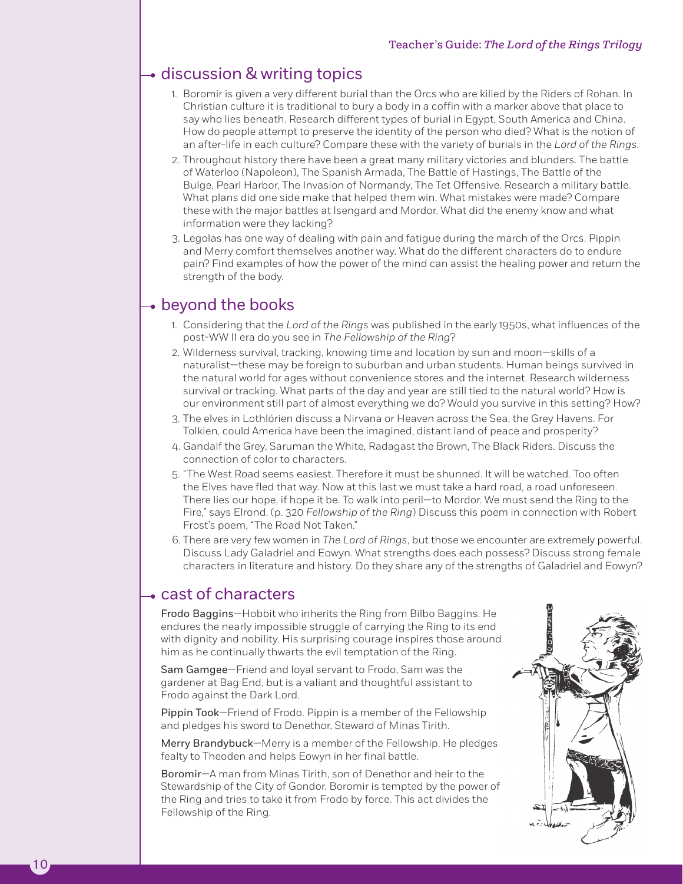## discussion & writing topics

1. Boromir is given a very different burial than the Orcs who are killed by the Riders of Rohan. In Christian culture it is traditional to bury a body in a coffin with a marker above that place to say who lies beneath. Research different types of burial in Egypt, South America and China. How do people attempt to preserve the identity of the person who died? What is the notion of an after-life in each culture? Compare these with the variety of burials in the *Lord of the Rings*.
2. Throughout history there have been a great many military victories and blunders. The battle of Waterloo (Napoleon), The Spanish Armada, The Battle of Hastings, The Battle of the Bulge, Pearl Harbor, The Invasion of Normandy, The Tet Offensive. Research a military battle. What plans did one side make that helped them win. What mistakes were made? Compare these with the major battles at Isengard and Mordor. What did the enemy know and what information were they lacking?
3. Legolas has one way of dealing with pain and fatigue during the march of the Orcs. Pippin and Merry comfort themselves another way. What do the different characters do to endure pain? Find examples of how the power of the mind can assist the healing power and return the strength of the body.

## beyond the books

1. Considering that the *Lord of the Rings* was published in the early 1950s, what influences of the post-WW II era do you see in *The Fellowship of the Ring*?
2. Wilderness survival, tracking, knowing time and location by sun and moon—skills of a naturalist—these may be foreign to suburban and urban students. Human beings survived in the natural world for ages without convenience stores and the internet. Research wilderness survival or tracking. What parts of the day and year are still tied to the natural world? How is our environment still part of almost everything we do? Would you survive in this setting? How?
3. The elves in Lothlórien discuss a Nirvana or Heaven across the Sea, the Grey Havens. For Tolkien, could America have been the imagined, distant land of peace and prosperity?
4. Gandalf the Grey, Saruman the White, Radagast the Brown, The Black Riders. Discuss the connection of color to characters.
5. "The West Road seems easiest. Therefore it must be shunned. It will be watched. Too often the Elves have fled that way. Now at this last we must take a hard road, a road unforeseen. There lies our hope, if hope it be. To walk into peril—to Mordor. We must send the Ring to the Fire," says Elrond. (p. 320 *Fellowship of the Ring*) Discuss this poem in connection with Robert Frost's poem, "The Road Not Taken."
6. There are very few women in *The Lord of Rings*, but those we encounter are extremely powerful. Discuss Lady Galadriel and Eowyn. What strengths does each possess? Discuss strong female characters in literature and history. Do they share any of the strengths of Galadriel and Eowyn?

## cast of characters

**Frodo Baggins**—Hobbit who inherits the Ring from Bilbo Baggins. He endures the nearly impossible struggle of carrying the Ring to its end with dignity and nobility. His surprising courage inspires those around him as he continually thwarts the evil temptation of the Ring.

**Sam Gamgee**—Friend and loyal servant to Frodo, Sam was the gardener at Bag End, but is a valiant and thoughtful assistant to Frodo against the Dark Lord.

**Pippin Took**—Friend of Frodo. Pippin is a member of the Fellowship and pledges his sword to Denethor, Steward of Minas Tirith.

**Merry Brandybuck**—Merry is a member of the Fellowship. He pledges fealty to Theoden and helps Eowyn in her final battle.

**Boromir**—A man from Minas Tirith, son of Denethor and heir to the Stewardship of the City of Gondor. Boromir is tempted by the power of the Ring and tries to take it from Frodo by force. This act divides the Fellowship of the Ring.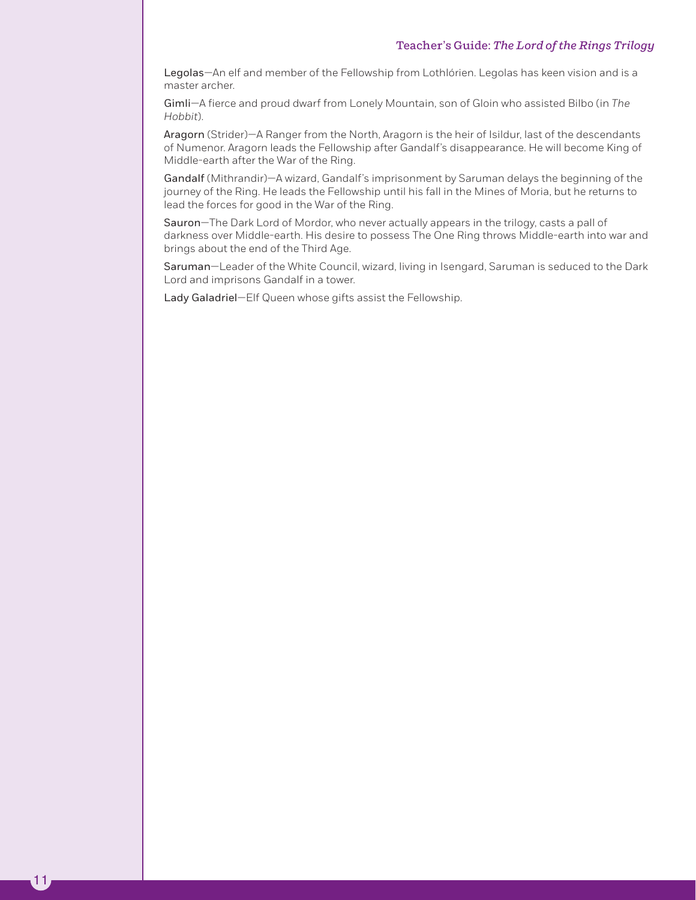**Legolas**—An elf and member of the Fellowship from Lothlórien. Legolas has keen vision and is a master archer.

**Gimli**—A fierce and proud dwarf from Lonely Mountain, son of Gloin who assisted Bilbo (in *The Hobbit*).

**Aragorn** (Strider)—A Ranger from the North, Aragorn is the heir of Isildur, last of the descendants of Numenor. Aragorn leads the Fellowship after Gandalf's disappearance. He will become King of Middle-earth after the War of the Ring.

**Gandalf** (Mithrandir)—A wizard, Gandalf's imprisonment by Saruman delays the beginning of the journey of the Ring. He leads the Fellowship until his fall in the Mines of Moria, but he returns to lead the forces for good in the War of the Ring.

**Sauron**—The Dark Lord of Mordor, who never actually appears in the trilogy, casts a pall of darkness over Middle-earth. His desire to possess The One Ring throws Middle-earth into war and brings about the end of the Third Age.

**Saruman**—Leader of the White Council, wizard, living in Isengard, Saruman is seduced to the Dark Lord and imprisons Gandalf in a tower.

**Lady Galadriel**—Elf Queen whose gifts assist the Fellowship.